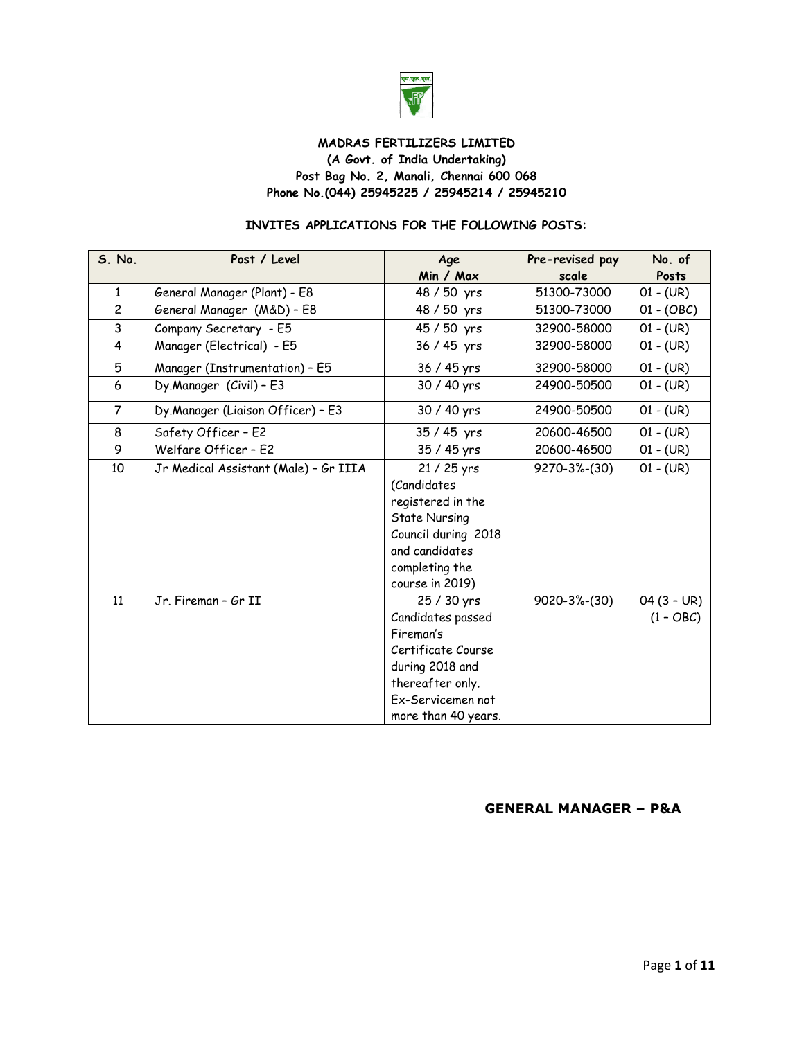**MADRAS FERTILIZERS LIMITED**
**(A Govt. of India Undertaking)**
**Post Bag No. 2, Manali, Chennai 600 068**
**Phone No.(044) 25945225 / 25945214 / 25945210**

**INVITES APPLICATIONS FOR THE FOLLOWING POSTS:**

| S. No. | Post / Level | Age Min / Max | Pre-revised pay scale | No. of Posts |
|---|---|---|---|---|
| 1 | General Manager (Plant) - E8 | 48 / 50 yrs | 51300-73000 | 01 - (UR) |
| 2 | General Manager (M&D) – E8 | 48 / 50 yrs | 51300-73000 | 01 - (OBC) |
| 3 | Company Secretary - E5 | 45 / 50 yrs | 32900-58000 | 01 - (UR) |
| 4 | Manager (Electrical) - E5 | 36 / 45 yrs | 32900-58000 | 01 - (UR) |
| 5 | Manager (Instrumentation) – E5 | 36 / 45 yrs | 32900-58000 | 01 - (UR) |
| 6 | Dy.Manager (Civil) – E3 | 30 / 40 yrs | 24900-50500 | 01 - (UR) |
| 7 | Dy.Manager (Liaison Officer) – E3 | 30 / 40 yrs | 24900-50500 | 01 - (UR) |
| 8 | Safety Officer – E2 | 35 / 45 yrs | 20600-46500 | 01 - (UR) |
| 9 | Welfare Officer – E2 | 35 / 45 yrs | 20600-46500 | 01 - (UR) |
| 10 | Jr Medical Assistant (Male) – Gr IIIA | 21 / 25 yrs (Candidates registered in the State Nursing Council during 2018 and candidates completing the course in 2019) | 9270-3%-(30) | 01 - (UR) |
| 11 | Jr. Fireman – Gr II | 25 / 30 yrs Candidates passed Fireman's Certificate Course during 2018 and thereafter only. Ex-Servicemen not more than 40 years. | 9020-3%-(30) | 04 (3 – UR) (1 – OBC) |

**GENERAL MANAGER – P&A**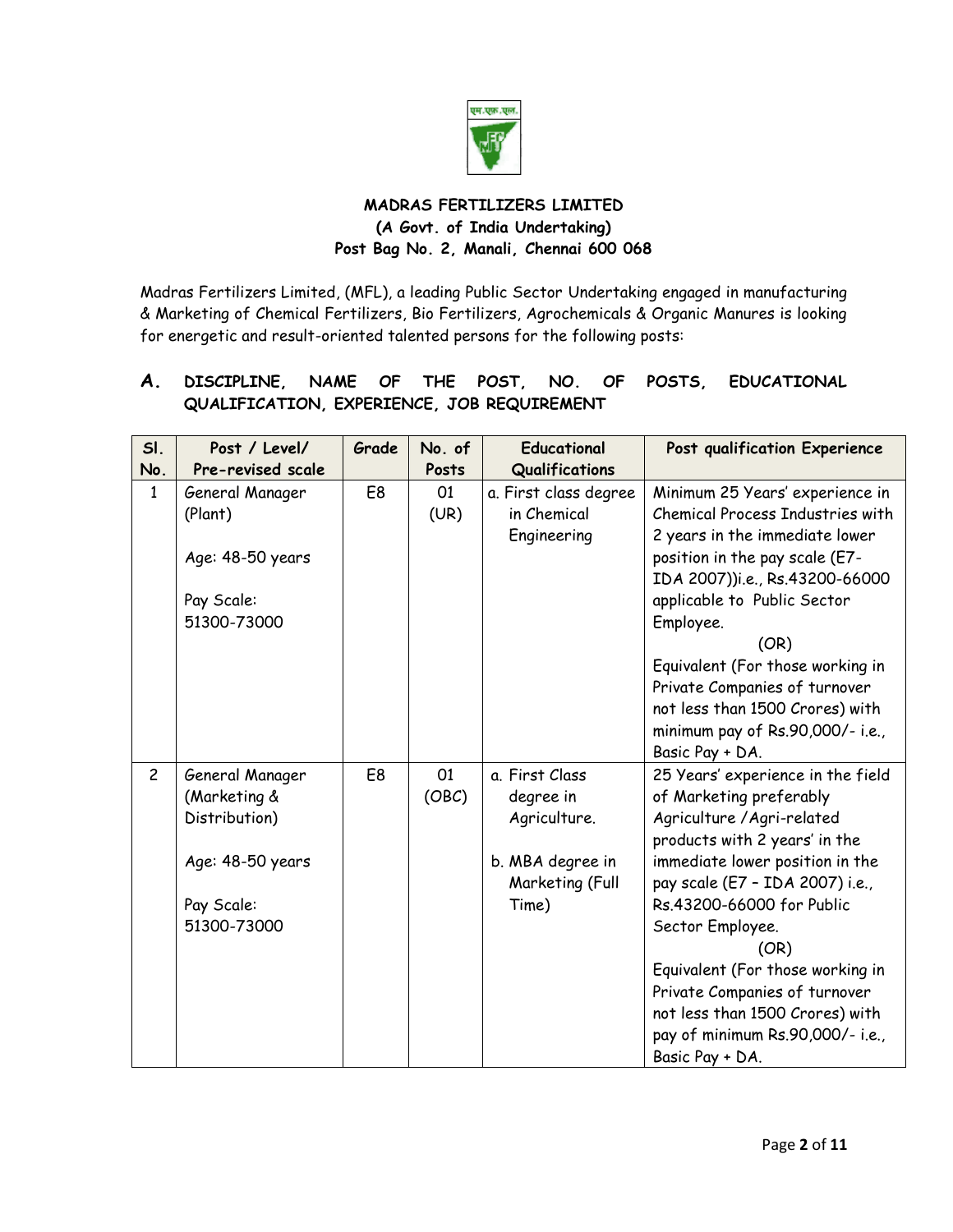**MADRAS FERTILIZERS LIMITED**
**(A Govt. of India Undertaking)**
**Post Bag No. 2, Manali, Chennai 600 068**

Madras Fertilizers Limited, (MFL), a leading Public Sector Undertaking engaged in manufacturing & Marketing of Chemical Fertilizers, Bio Fertilizers, Agrochemicals & Organic Manures is looking for energetic and result-oriented talented persons for the following posts:

## A. DISCIPLINE, NAME OF THE POST, NO. OF POSTS, EDUCATIONAL QUALIFICATION, EXPERIENCE, JOB REQUIREMENT

| Sl. No. | Post / Level/ Pre-revised scale | Grade | No. of Posts | Educational Qualifications | Post qualification Experience |
|---|---|---|---|---|---|
| 1 | General Manager (Plant)<br><br>Age: 48-50 years<br><br>Pay Scale: 51300-73000 | E8 | 01 (UR) | a. First class degree in Chemical Engineering | Minimum 25 Years' experience in Chemical Process Industries with 2 years in the immediate lower position in the pay scale (E7-IDA 2007))i.e., Rs.43200-66000 applicable to Public Sector Employee.<br>(OR)<br>Equivalent (For those working in Private Companies of turnover not less than 1500 Crores) with minimum pay of Rs.90,000/- i.e., Basic Pay + DA. |
| 2 | General Manager (Marketing & Distribution)<br><br>Age: 48-50 years<br><br>Pay Scale: 51300-73000 | E8 | 01 (OBC) | a. First Class degree in Agriculture.<br><br>b. MBA degree in Marketing (Full Time) | 25 Years' experience in the field of Marketing preferably Agriculture /Agri-related products with 2 years' in the immediate lower position in the pay scale (E7 – IDA 2007) i.e., Rs.43200-66000 for Public Sector Employee.<br>(OR)<br>Equivalent (For those working in Private Companies of turnover not less than 1500 Crores) with pay of minimum Rs.90,000/- i.e., Basic Pay + DA. |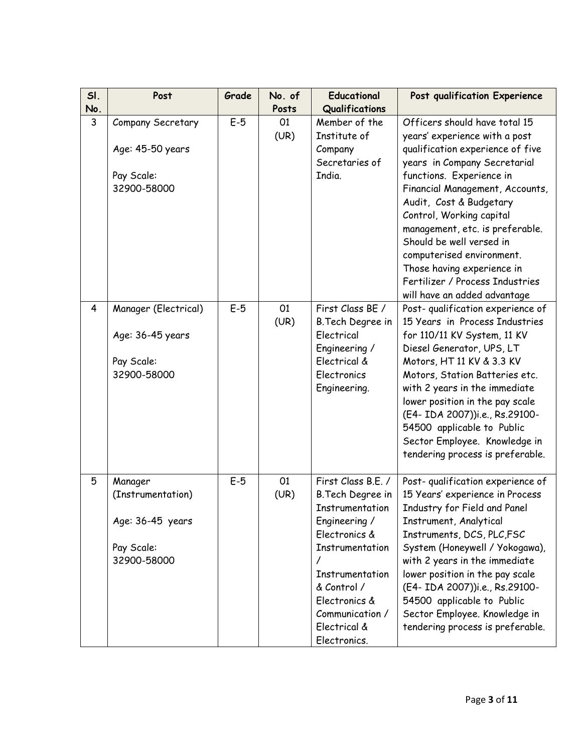| Sl. No. | Post | Grade | No. of Posts | Educational Qualifications | Post qualification Experience |
|---|---|---|---|---|---|
| 3 | Company Secretary<br><br>Age: 45-50 years<br><br>Pay Scale:<br>32900-58000 | E-5 | 01 (UR) | Member of the Institute of Company Secretaries of India. | Officers should have total 15 years' experience with a post qualification experience of five years in Company Secretarial functions. Experience in Financial Management, Accounts, Audit, Cost & Budgetary Control, Working capital management, etc. is preferable. Should be well versed in computerised environment. Those having experience in Fertilizer / Process Industries will have an added advantage |
| 4 | Manager (Electrical)<br><br>Age: 36-45 years<br><br>Pay Scale:<br>32900-58000 | E-5 | 01 (UR) | First Class BE / B.Tech Degree in Electrical Engineering / Electrical & Electronics Engineering. | Post- qualification experience of 15 Years in Process Industries for 110/11 KV System, 11 KV Diesel Generator, UPS, LT Motors, HT 11 KV & 3.3 KV Motors, Station Batteries etc. with 2 years in the immediate lower position in the pay scale (E4- IDA 2007))i.e., Rs.29100-54500 applicable to Public Sector Employee. Knowledge in tendering process is preferable. |
| 5 | Manager (Instrumentation)<br><br>Age: 36-45 years<br><br>Pay Scale:<br>32900-58000 | E-5 | 01 (UR) | First Class B.E. / B.Tech Degree in Instrumentation Engineering / Electronics & Instrumentation / Instrumentation & Control / Electronics & Communication / Electrical & Electronics. | Post- qualification experience of 15 Years' experience in Process Industry for Field and Panel Instrument, Analytical Instruments, DCS, PLC,FSC System (Honeywell / Yokogawa), with 2 years in the immediate lower position in the pay scale (E4- IDA 2007))i.e., Rs.29100-54500 applicable to Public Sector Employee. Knowledge in tendering process is preferable. |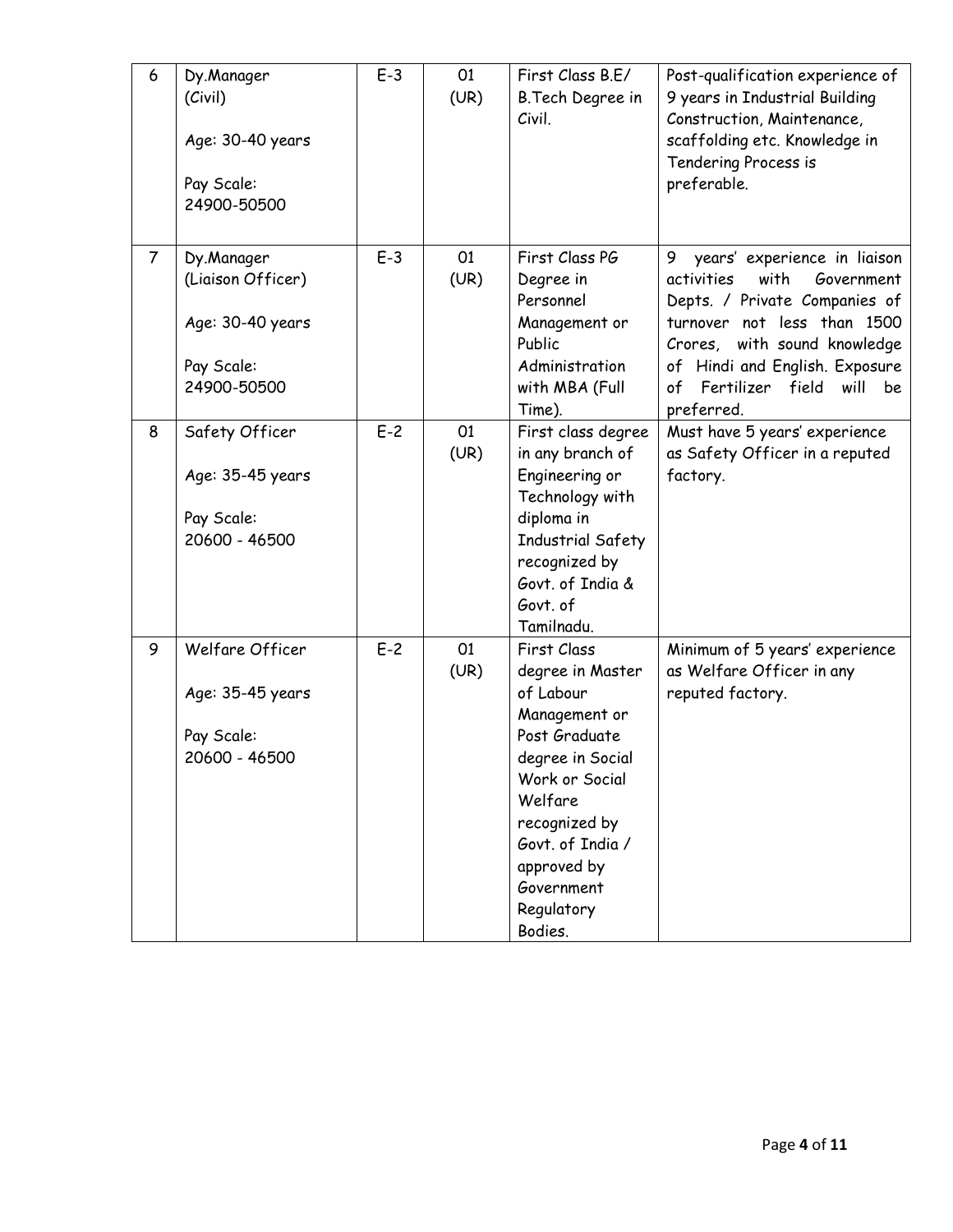| 6 | Dy.Manager (Civil)<br><br>Age: 30-40 years<br><br>Pay Scale: 24900-50500 | E-3 | 01 (UR) | First Class B.E/ B.Tech Degree in Civil. | Post-qualification experience of 9 years in Industrial Building Construction, Maintenance, scaffolding etc. Knowledge in Tendering Process is preferable. |
|---|---|---|---|---|---|
| 7 | Dy.Manager (Liaison Officer)<br><br>Age: 30-40 years<br><br>Pay Scale: 24900-50500 | E-3 | 01 (UR) | First Class PG Degree in Personnel Management or Public Administration with MBA (Full Time). | 9 years' experience in liaison activities with Government Depts. / Private Companies of turnover not less than 1500 Crores, with sound knowledge of Hindi and English. Exposure of Fertilizer field will be preferred. |
| 8 | Safety Officer<br><br>Age: 35-45 years<br><br>Pay Scale: 20600 - 46500 | E-2 | 01 (UR) | First class degree in any branch of Engineering or Technology with diploma in Industrial Safety recognized by Govt. of India & Govt. of Tamilnadu. | Must have 5 years' experience as Safety Officer in a reputed factory. |
| 9 | Welfare Officer<br><br>Age: 35-45 years<br><br>Pay Scale: 20600 - 46500 | E-2 | 01 (UR) | First Class degree in Master of Labour Management or Post Graduate degree in Social Work or Social Welfare recognized by Govt. of India / approved by Government Regulatory Bodies. | Minimum of 5 years' experience as Welfare Officer in any reputed factory. |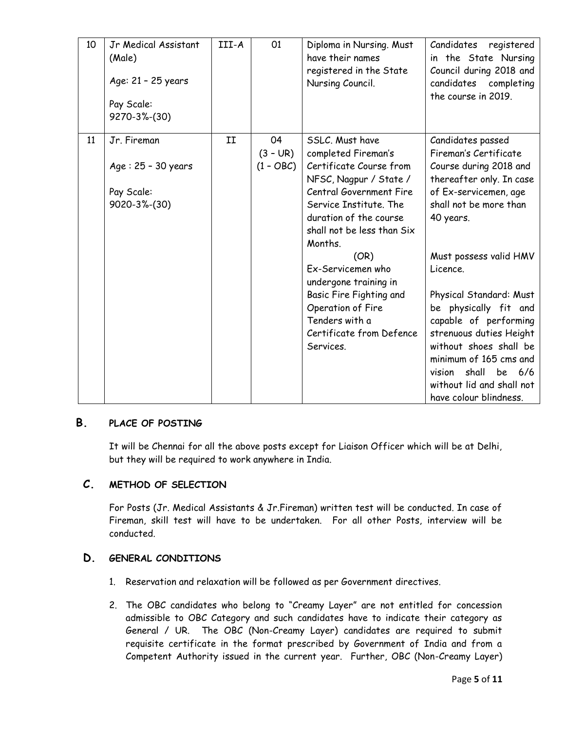| 10 | Jr Medical Assistant (Male)<br><br>Age: 21 – 25 years<br><br>Pay Scale: 9270-3%-(30) | III-A | 01 | Diploma in Nursing. Must have their names registered in the State Nursing Council. | Candidates registered in the State Nursing Council during 2018 and candidates completing the course in 2019. |
|---|---|---|---|---|---|
| 11 | Jr. Fireman<br><br>Age : 25 – 30 years<br><br>Pay Scale: 9020-3%-(30) | II | 04<br>(3 – UR)<br>(1 – OBC) | SSLC. Must have completed Fireman's Certificate Course from NFSC, Nagpur / State / Central Government Fire Service Institute. The duration of the course shall not be less than Six Months.<br>(OR)<br>Ex-Servicemen who undergone training in Basic Fire Fighting and Operation of Fire Tenders with a Certificate from Defence Services. | Candidates passed Fireman's Certificate Course during 2018 and thereafter only. In case of Ex-servicemen, age shall not be more than 40 years.<br><br>Must possess valid HMV Licence.<br><br>Physical Standard: Must be physically fit and capable of performing strenuous duties Height without shoes shall be minimum of 165 cms and vision shall be 6/6 without lid and shall not have colour blindness. |

## B. PLACE OF POSTING

It will be Chennai for all the above posts except for Liaison Officer which will be at Delhi, but they will be required to work anywhere in India.

## C. METHOD OF SELECTION

For Posts (Jr. Medical Assistants & Jr.Fireman) written test will be conducted. In case of Fireman, skill test will have to be undertaken. For all other Posts, interview will be conducted.

## D. GENERAL CONDITIONS

1. Reservation and relaxation will be followed as per Government directives.
2. The OBC candidates who belong to "Creamy Layer" are not entitled for concession admissible to OBC Category and such candidates have to indicate their category as General / UR. The OBC (Non-Creamy Layer) candidates are required to submit requisite certificate in the format prescribed by Government of India and from a Competent Authority issued in the current year. Further, OBC (Non-Creamy Layer)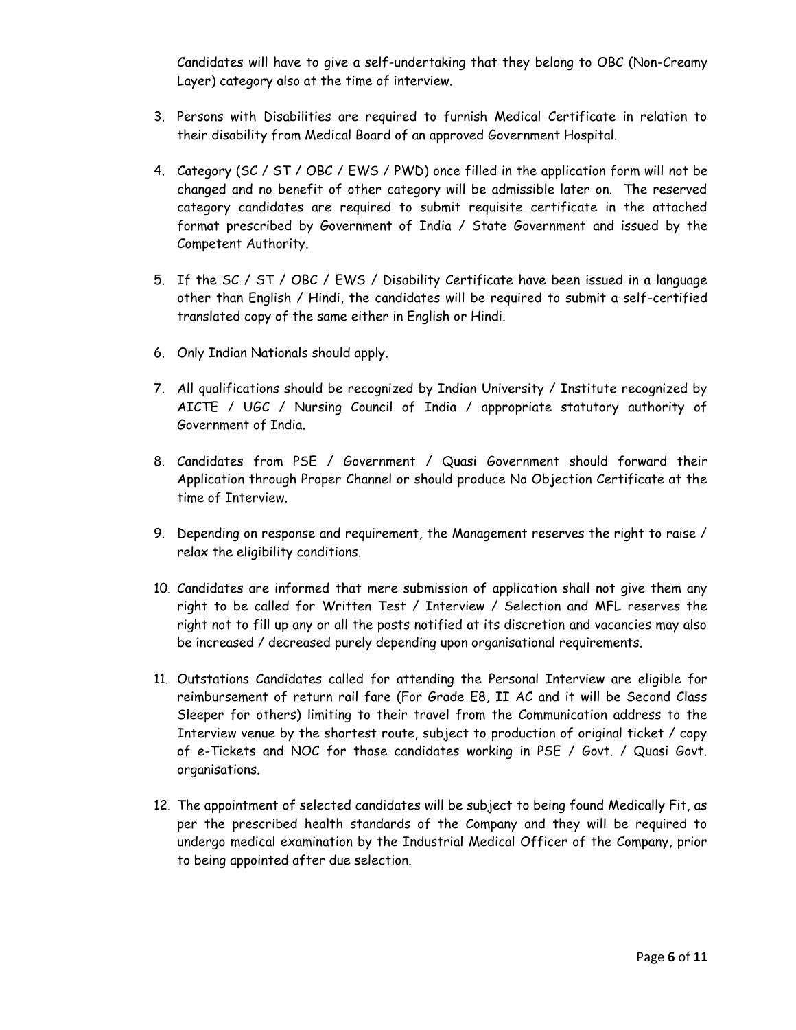Candidates will have to give a self-undertaking that they belong to OBC (Non-Creamy Layer) category also at the time of interview.

3. Persons with Disabilities are required to furnish Medical Certificate in relation to their disability from Medical Board of an approved Government Hospital.

4. Category (SC / ST / OBC / EWS / PWD) once filled in the application form will not be changed and no benefit of other category will be admissible later on. The reserved category candidates are required to submit requisite certificate in the attached format prescribed by Government of India / State Government and issued by the Competent Authority.

5. If the SC / ST / OBC / EWS / Disability Certificate have been issued in a language other than English / Hindi, the candidates will be required to submit a self-certified translated copy of the same either in English or Hindi.

6. Only Indian Nationals should apply.

7. All qualifications should be recognized by Indian University / Institute recognized by AICTE / UGC / Nursing Council of India / appropriate statutory authority of Government of India.

8. Candidates from PSE / Government / Quasi Government should forward their Application through Proper Channel or should produce No Objection Certificate at the time of Interview.

9. Depending on response and requirement, the Management reserves the right to raise / relax the eligibility conditions.

10. Candidates are informed that mere submission of application shall not give them any right to be called for Written Test / Interview / Selection and MFL reserves the right not to fill up any or all the posts notified at its discretion and vacancies may also be increased / decreased purely depending upon organisational requirements.

11. Outstations Candidates called for attending the Personal Interview are eligible for reimbursement of return rail fare (For Grade E8, II AC and it will be Second Class Sleeper for others) limiting to their travel from the Communication address to the Interview venue by the shortest route, subject to production of original ticket / copy of e-Tickets and NOC for those candidates working in PSE / Govt. / Quasi Govt. organisations.

12. The appointment of selected candidates will be subject to being found Medically Fit, as per the prescribed health standards of the Company and they will be required to undergo medical examination by the Industrial Medical Officer of the Company, prior to being appointed after due selection.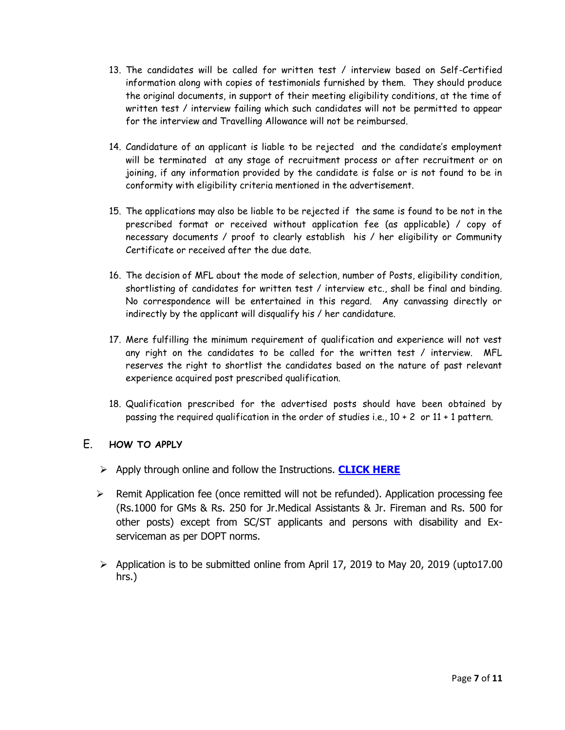13. The candidates will be called for written test / interview based on Self-Certified information along with copies of testimonials furnished by them. They should produce the original documents, in support of their meeting eligibility conditions, at the time of written test / interview failing which such candidates will not be permitted to appear for the interview and Travelling Allowance will not be reimbursed.

14. Candidature of an applicant is liable to be rejected and the candidate's employment will be terminated at any stage of recruitment process or after recruitment or on joining, if any information provided by the candidate is false or is not found to be in conformity with eligibility criteria mentioned in the advertisement.

15. The applications may also be liable to be rejected if the same is found to be not in the prescribed format or received without application fee (as applicable) / copy of necessary documents / proof to clearly establish his / her eligibility or Community Certificate or received after the due date.

16. The decision of MFL about the mode of selection, number of Posts, eligibility condition, shortlisting of candidates for written test / interview etc., shall be final and binding. No correspondence will be entertained in this regard. Any canvassing directly or indirectly by the applicant will disqualify his / her candidature.

17. Mere fulfilling the minimum requirement of qualification and experience will not vest any right on the candidates to be called for the written test / interview. MFL reserves the right to shortlist the candidates based on the nature of past relevant experience acquired post prescribed qualification.

18. Qualification prescribed for the advertised posts should have been obtained by passing the required qualification in the order of studies i.e., 10 + 2 or 11 + 1 pattern.

## E. HOW TO APPLY

- Apply through online and follow the Instructions. **CLICK HERE**
- Remit Application fee (once remitted will not be refunded). Application processing fee (Rs.1000 for GMs & Rs. 250 for Jr.Medical Assistants & Jr. Fireman and Rs. 500 for other posts) except from SC/ST applicants and persons with disability and Ex-serviceman as per DOPT norms.
- Application is to be submitted online from April 17, 2019 to May 20, 2019 (upto17.00 hrs.)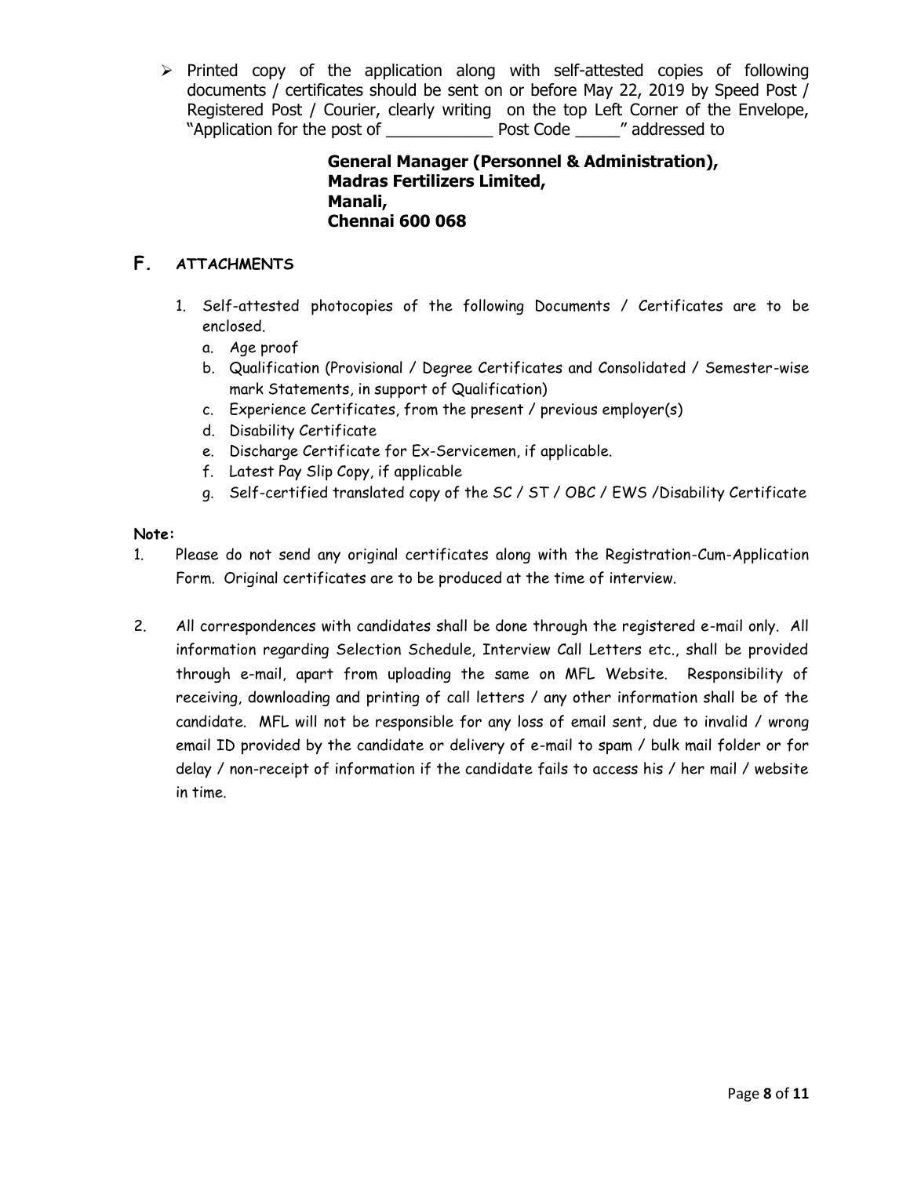- Printed copy of the application along with self-attested copies of following documents / certificates should be sent on or before May 22, 2019 by Speed Post / Registered Post / Courier, clearly writing on the top Left Corner of the Envelope, "Application for the post of ___________ Post Code _____" addressed to

  **General Manager (Personnel & Administration),**
  **Madras Fertilizers Limited,**
  **Manali,**
  **Chennai 600 068**

## F. ATTACHMENTS

1. Self-attested photocopies of the following Documents / Certificates are to be enclosed.
   a. Age proof
   b. Qualification (Provisional / Degree Certificates and Consolidated / Semester-wise mark Statements, in support of Qualification)
   c. Experience Certificates, from the present / previous employer(s)
   d. Disability Certificate
   e. Discharge Certificate for Ex-Servicemen, if applicable.
   f. Latest Pay Slip Copy, if applicable
   g. Self-certified translated copy of the SC / ST / OBC / EWS /Disability Certificate

**Note:**

1. Please do not send any original certificates along with the Registration-Cum-Application Form. Original certificates are to be produced at the time of interview.

2. All correspondences with candidates shall be done through the registered e-mail only. All information regarding Selection Schedule, Interview Call Letters etc., shall be provided through e-mail, apart from uploading the same on MFL Website. Responsibility of receiving, downloading and printing of call letters / any other information shall be of the candidate. MFL will not be responsible for any loss of email sent, due to invalid / wrong email ID provided by the candidate or delivery of e-mail to spam / bulk mail folder or for delay / non-receipt of information if the candidate fails to access his / her mail / website in time.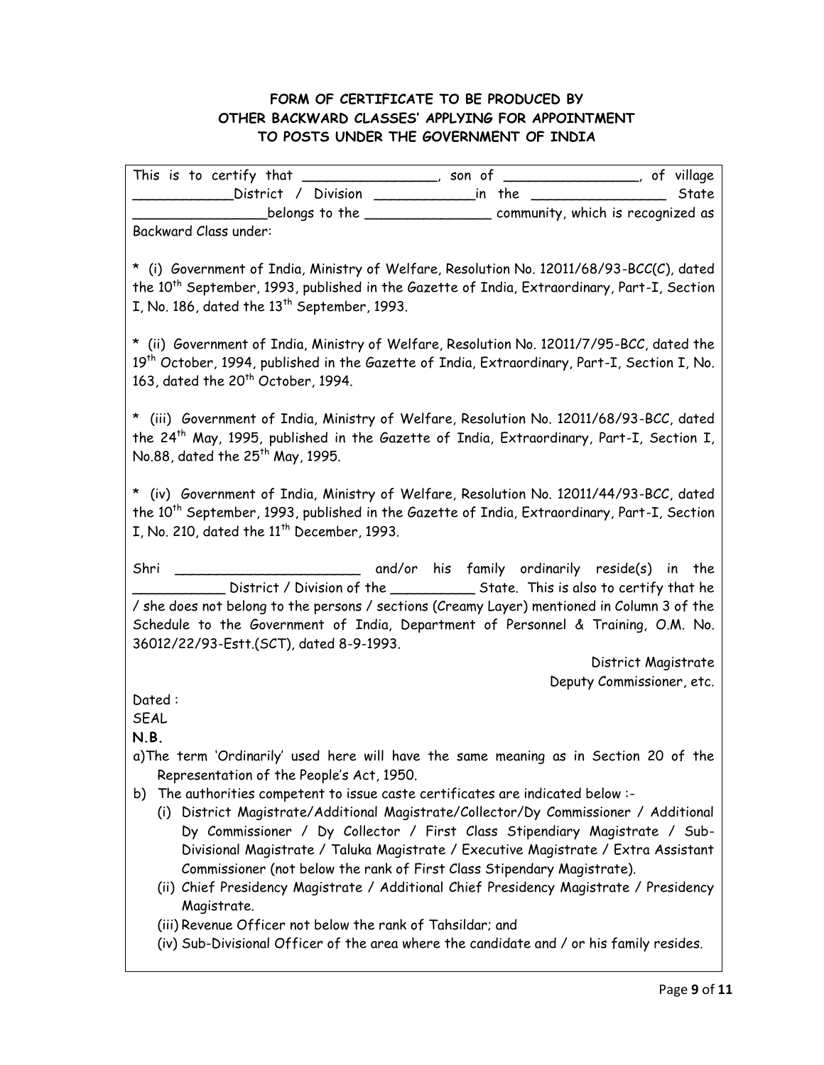**FORM OF CERTIFICATE TO BE PRODUCED BY OTHER BACKWARD CLASSES' APPLYING FOR APPOINTMENT TO POSTS UNDER THE GOVERNMENT OF INDIA**

This is to certify that ________________, son of ________________, of village ____________District / Division ____________in the ________________ State ________________belongs to the _______________ community, which is recognized as Backward Class under:

* (i) Government of India, Ministry of Welfare, Resolution No. 12011/68/93-BCC(C), dated the 10th September, 1993, published in the Gazette of India, Extraordinary, Part-I, Section I, No. 186, dated the 13th September, 1993.

* (ii) Government of India, Ministry of Welfare, Resolution No. 12011/7/95-BCC, dated the 19th October, 1994, published in the Gazette of India, Extraordinary, Part-I, Section I, No. 163, dated the 20th October, 1994.

* (iii) Government of India, Ministry of Welfare, Resolution No. 12011/68/93-BCC, dated the 24th May, 1995, published in the Gazette of India, Extraordinary, Part-I, Section I, No.88, dated the 25th May, 1995.

* (iv) Government of India, Ministry of Welfare, Resolution No. 12011/44/93-BCC, dated the 10th September, 1993, published in the Gazette of India, Extraordinary, Part-I, Section I, No. 210, dated the 11th December, 1993.

Shri ______________________ and/or his family ordinarily reside(s) in the ___________ District / Division of the __________ State. This is also to certify that he / she does not belong to the persons / sections (Creamy Layer) mentioned in Column 3 of the Schedule to the Government of India, Department of Personnel & Training, O.M. No. 36012/22/93-Estt.(SCT), dated 8-9-1993.

District Magistrate
Deputy Commissioner, etc.

Dated :
SEAL

**N.B.**

a) The term 'Ordinarily' used here will have the same meaning as in Section 20 of the Representation of the People's Act, 1950.

b) The authorities competent to issue caste certificates are indicated below :-
   - (i) District Magistrate/Additional Magistrate/Collector/Dy Commissioner / Additional Dy Commissioner / Dy Collector / First Class Stipendiary Magistrate / Sub-Divisional Magistrate / Taluka Magistrate / Executive Magistrate / Extra Assistant Commissioner (not below the rank of First Class Stipendary Magistrate).
   - (ii) Chief Presidency Magistrate / Additional Chief Presidency Magistrate / Presidency Magistrate.
   - (iii) Revenue Officer not below the rank of Tahsildar; and
   - (iv) Sub-Divisional Officer of the area where the candidate and / or his family resides.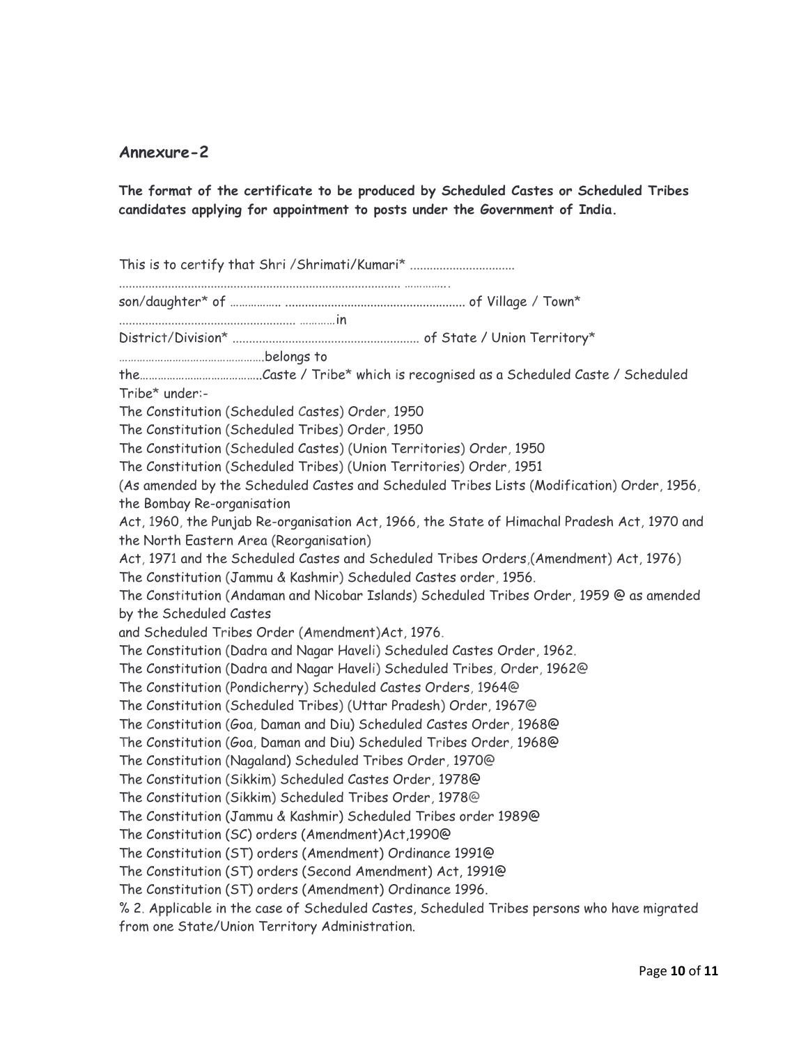## Annexure-2

**The format of the certificate to be produced by Scheduled Castes or Scheduled Tribes candidates applying for appointment to posts under the Government of India.**

This is to certify that Shri /Shrimati/Kumari* ................................ ..................................................................................... ..............
son/daughter* of ................. ...................................................... of Village / Town* ..................................................... ............in
District/Division* ......................................................... of State / Union Territory* ................................................belongs to
the.......................................Caste / Tribe* which is recognised as a Scheduled Caste / Scheduled Tribe* under:-

The Constitution (Scheduled Castes) Order, 1950
The Constitution (Scheduled Tribes) Order, 1950
The Constitution (Scheduled Castes) (Union Territories) Order, 1950
The Constitution (Scheduled Tribes) (Union Territories) Order, 1951
(As amended by the Scheduled Castes and Scheduled Tribes Lists (Modification) Order, 1956, the Bombay Re-organisation
Act, 1960, the Punjab Re-organisation Act, 1966, the State of Himachal Pradesh Act, 1970 and the North Eastern Area (Reorganisation)
Act, 1971 and the Scheduled Castes and Scheduled Tribes Orders,(Amendment) Act, 1976)
The Constitution (Jammu & Kashmir) Scheduled Castes order, 1956.
The Constitution (Andaman and Nicobar Islands) Scheduled Tribes Order, 1959 @ as amended by the Scheduled Castes
and Scheduled Tribes Order (Amendment)Act, 1976.
The Constitution (Dadra and Nagar Haveli) Scheduled Castes Order, 1962.
The Constitution (Dadra and Nagar Haveli) Scheduled Tribes, Order, 1962@
The Constitution (Pondicherry) Scheduled Castes Orders, 1964@
The Constitution (Scheduled Tribes) (Uttar Pradesh) Order, 1967@
The Constitution (Goa, Daman and Diu) Scheduled Castes Order, 1968@
The Constitution (Goa, Daman and Diu) Scheduled Tribes Order, 1968@
The Constitution (Nagaland) Scheduled Tribes Order, 1970@
The Constitution (Sikkim) Scheduled Castes Order, 1978@
The Constitution (Sikkim) Scheduled Tribes Order, 1978@
The Constitution (Jammu & Kashmir) Scheduled Tribes order 1989@
The Constitution (SC) orders (Amendment)Act,1990@
The Constitution (ST) orders (Amendment) Ordinance 1991@
The Constitution (ST) orders (Second Amendment) Act, 1991@
The Constitution (ST) orders (Amendment) Ordinance 1996.

% 2. Applicable in the case of Scheduled Castes, Scheduled Tribes persons who have migrated from one State/Union Territory Administration.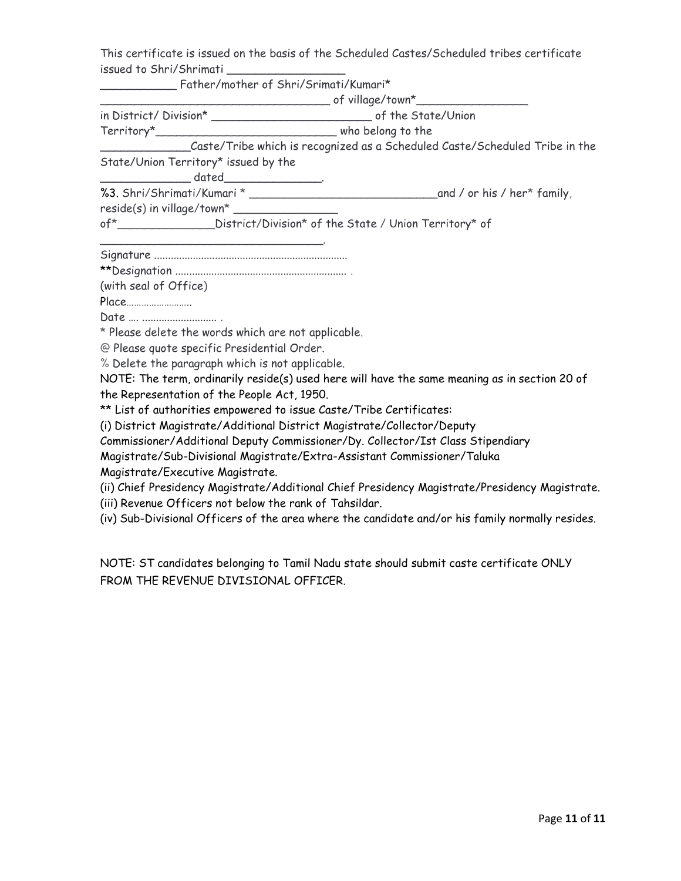This certificate is issued on the basis of the Scheduled Castes/Scheduled tribes certificate issued to Shri/Shrimati _________________ ___________ Father/mother of Shri/Srimati/Kumari* __________________________________ of village/town*________________ in District/ Division* ________________________ of the State/Union Territory*__________________________ who belong to the _____________Caste/Tribe which is recognized as a Scheduled Caste/Scheduled Tribe in the State/Union Territory* issued by the _____________ dated______________.

%3. Shri/Shrimati/Kumari * ____________________________and / or his / her* family, reside(s) in village/town* ________________ of*______________District/Division* of the State / Union Territory* of __________________________________.

Signature ....................................................................

**Designation ............................................................. .

(with seal of Office)

Place........................

Date …. .......................... .

* Please delete the words which are not applicable.

@ Please quote specific Presidential Order.

% Delete the paragraph which is not applicable.

NOTE: The term, ordinarily reside(s) used here will have the same meaning as in section 20 of the Representation of the People Act, 1950.

** List of authorities empowered to issue Caste/Tribe Certificates:

(i) District Magistrate/Additional District Magistrate/Collector/Deputy Commissioner/Additional Deputy Commissioner/Dy. Collector/Ist Class Stipendiary Magistrate/Sub-Divisional Magistrate/Extra-Assistant Commissioner/Taluka Magistrate/Executive Magistrate.

(ii) Chief Presidency Magistrate/Additional Chief Presidency Magistrate/Presidency Magistrate.

(iii) Revenue Officers not below the rank of Tahsildar.

(iv) Sub-Divisional Officers of the area where the candidate and/or his family normally resides.

NOTE: ST candidates belonging to Tamil Nadu state should submit caste certificate ONLY FROM THE REVENUE DIVISIONAL OFFICER.